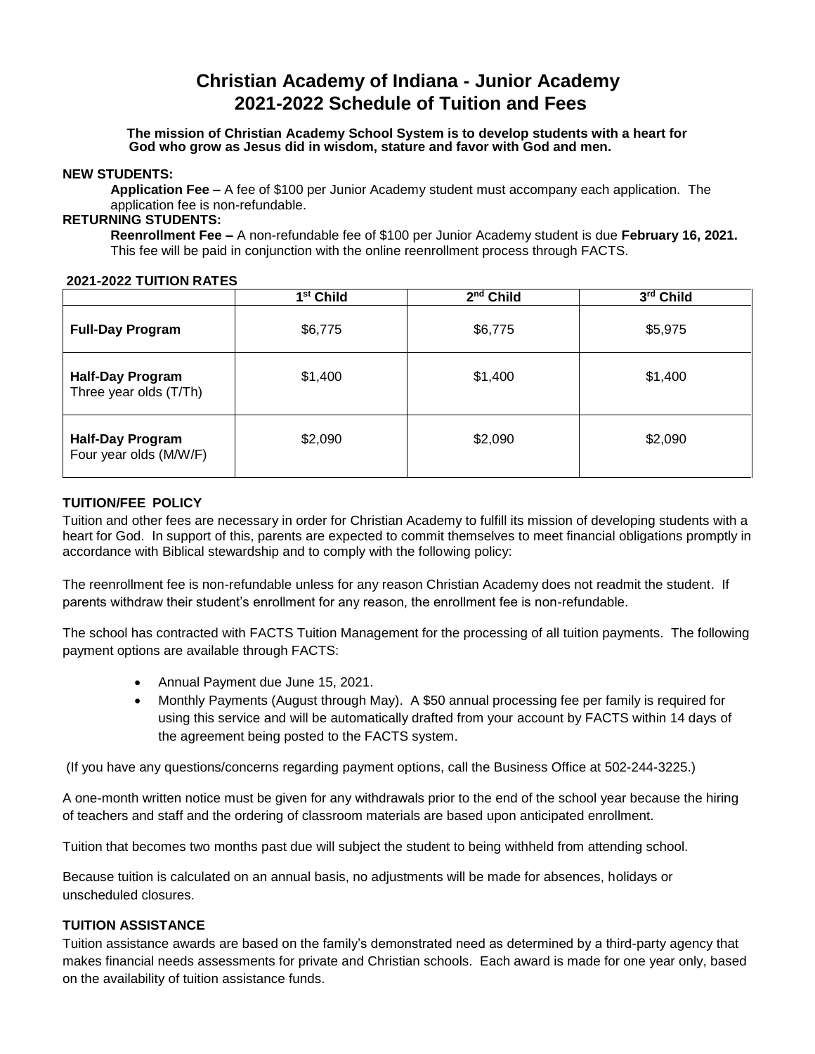# Christian Academy of Indiana - Junior Academy
# 2021-2022 Schedule of Tuition and Fees

**The mission of Christian Academy School System is to develop students with a heart for God who grow as Jesus did in wisdom, stature and favor with God and men.**

**NEW STUDENTS:**

**Application Fee –** A fee of $100 per Junior Academy student must accompany each application. The application fee is non-refundable.

**RETURNING STUDENTS:**

**Reenrollment Fee –** A non-refundable fee of $100 per Junior Academy student is due **February 16, 2021.** This fee will be paid in conjunction with the online reenrollment process through FACTS.

**2021-2022 TUITION RATES**

| | 1st Child | 2nd Child | 3rd Child |
|---|---|---|---|
| **Full-Day Program** | $6,775 | $6,775 | $5,975 |
| **Half-Day Program** Three year olds (T/Th) | $1,400 | $1,400 | $1,400 |
| **Half-Day Program** Four year olds (M/W/F) | $2,090 | $2,090 | $2,090 |

### TUITION/FEE POLICY

Tuition and other fees are necessary in order for Christian Academy to fulfill its mission of developing students with a heart for God. In support of this, parents are expected to commit themselves to meet financial obligations promptly in accordance with Biblical stewardship and to comply with the following policy:

The reenrollment fee is non-refundable unless for any reason Christian Academy does not readmit the student. If parents withdraw their student's enrollment for any reason, the enrollment fee is non-refundable.

The school has contracted with FACTS Tuition Management for the processing of all tuition payments. The following payment options are available through FACTS:

- Annual Payment due June 15, 2021.
- Monthly Payments (August through May). A $50 annual processing fee per family is required for using this service and will be automatically drafted from your account by FACTS within 14 days of the agreement being posted to the FACTS system.

(If you have any questions/concerns regarding payment options, call the Business Office at 502-244-3225.)

A one-month written notice must be given for any withdrawals prior to the end of the school year because the hiring of teachers and staff and the ordering of classroom materials are based upon anticipated enrollment.

Tuition that becomes two months past due will subject the student to being withheld from attending school.

Because tuition is calculated on an annual basis, no adjustments will be made for absences, holidays or unscheduled closures.

### TUITION ASSISTANCE

Tuition assistance awards are based on the family's demonstrated need as determined by a third-party agency that makes financial needs assessments for private and Christian schools. Each award is made for one year only, based on the availability of tuition assistance funds.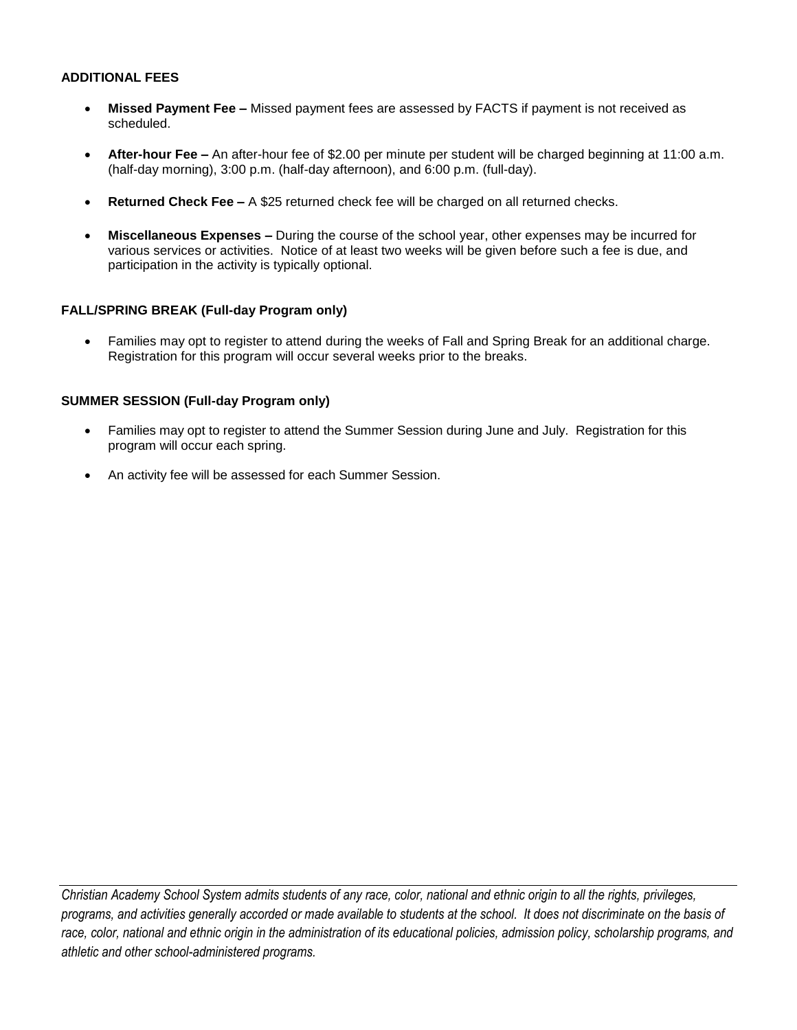**ADDITIONAL FEES**

- **Missed Payment Fee –** Missed payment fees are assessed by FACTS if payment is not received as scheduled.
- **After-hour Fee –** An after-hour fee of $2.00 per minute per student will be charged beginning at 11:00 a.m. (half-day morning), 3:00 p.m. (half-day afternoon), and 6:00 p.m. (full-day).
- **Returned Check Fee –** A $25 returned check fee will be charged on all returned checks.
- **Miscellaneous Expenses –** During the course of the school year, other expenses may be incurred for various services or activities. Notice of at least two weeks will be given before such a fee is due, and participation in the activity is typically optional.

**FALL/SPRING BREAK (Full-day Program only)**

- Families may opt to register to attend during the weeks of Fall and Spring Break for an additional charge. Registration for this program will occur several weeks prior to the breaks.

**SUMMER SESSION (Full-day Program only)**

- Families may opt to register to attend the Summer Session during June and July. Registration for this program will occur each spring.
- An activity fee will be assessed for each Summer Session.

---

*Christian Academy School System admits students of any race, color, national and ethnic origin to all the rights, privileges, programs, and activities generally accorded or made available to students at the school. It does not discriminate on the basis of race, color, national and ethnic origin in the administration of its educational policies, admission policy, scholarship programs, and athletic and other school-administered programs.*